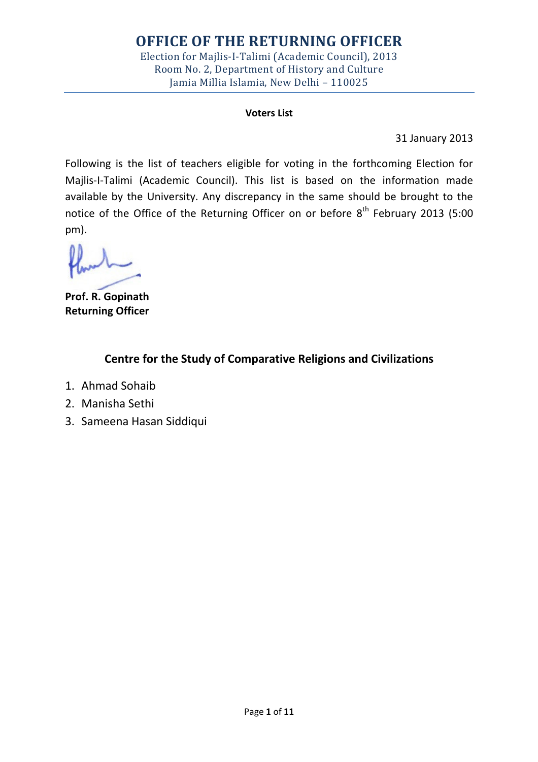# OFFICE OF THE RETURNING OFFICER

Election for Majlis-I-Talimi (Academic Council), 2013
Room No. 2, Department of History and Culture
Jamia Millia Islamia, New Delhi – 110025

**Voters List**

31 January 2013

Following is the list of teachers eligible for voting in the forthcoming Election for Majlis-I-Talimi (Academic Council). This list is based on the information made available by the University. Any discrepancy in the same should be brought to the notice of the Office of the Returning Officer on or before 8th February 2013 (5:00 pm).

**Prof. R. Gopinath**
**Returning Officer**

## Centre for the Study of Comparative Religions and Civilizations

1. Ahmad Sohaib
2. Manisha Sethi
3. Sameena Hasan Siddiqui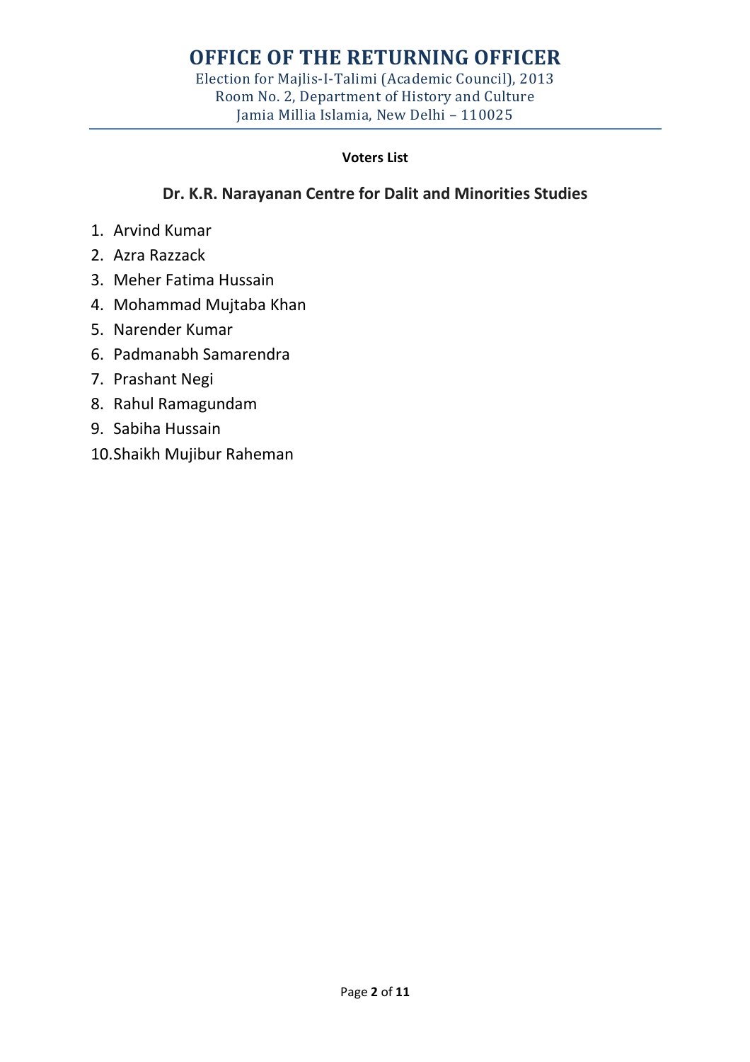# OFFICE OF THE RETURNING OFFICER

Election for Majlis-I-Talimi (Academic Council), 2013
Room No. 2, Department of History and Culture
Jamia Millia Islamia, New Delhi – 110025

**Voters List**

## Dr. K.R. Narayanan Centre for Dalit and Minorities Studies

1. Arvind Kumar
2. Azra Razzack
3. Meher Fatima Hussain
4. Mohammad Mujtaba Khan
5. Narender Kumar
6. Padmanabh Samarendra
7. Prashant Negi
8. Rahul Ramagundam
9. Sabiha Hussain
10. Shaikh Mujibur Raheman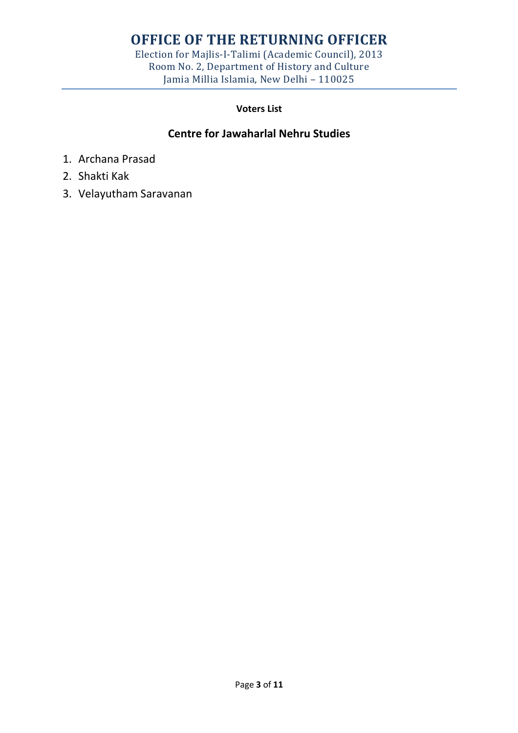# OFFICE OF THE RETURNING OFFICER

Election for Majlis-I-Talimi (Academic Council), 2013
Room No. 2, Department of History and Culture
Jamia Millia Islamia, New Delhi – 110025

**Voters List**

## Centre for Jawaharlal Nehru Studies

1. Archana Prasad
2. Shakti Kak
3. Velayutham Saravanan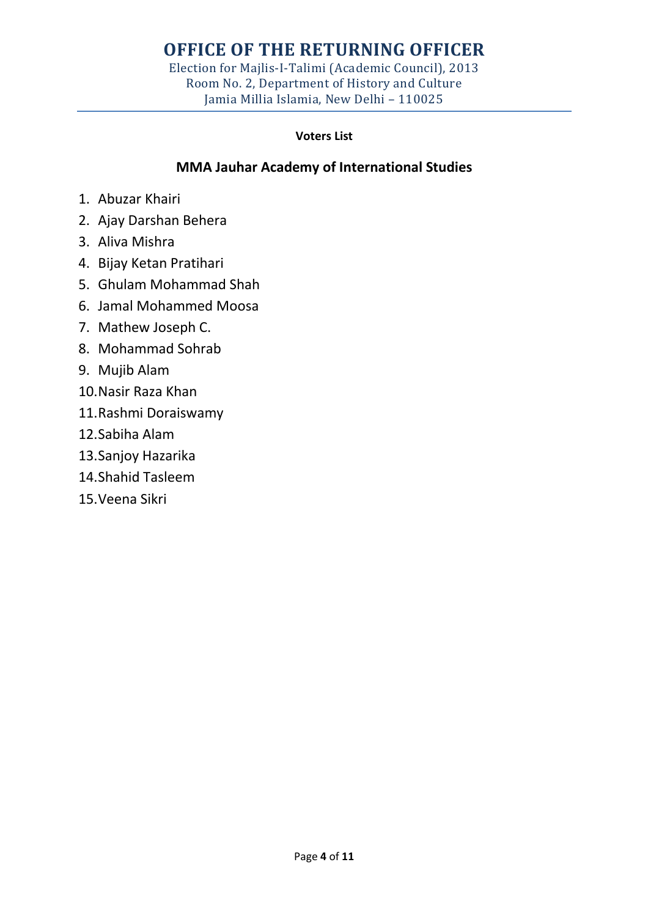# OFFICE OF THE RETURNING OFFICER

Election for Majlis-I-Talimi (Academic Council), 2013
Room No. 2, Department of History and Culture
Jamia Millia Islamia, New Delhi – 110025

**Voters List**

## MMA Jauhar Academy of International Studies

1. Abuzar Khairi
2. Ajay Darshan Behera
3. Aliva Mishra
4. Bijay Ketan Pratihari
5. Ghulam Mohammad Shah
6. Jamal Mohammed Moosa
7. Mathew Joseph C.
8. Mohammad Sohrab
9. Mujib Alam
10. Nasir Raza Khan
11. Rashmi Doraiswamy
12. Sabiha Alam
13. Sanjoy Hazarika
14. Shahid Tasleem
15. Veena Sikri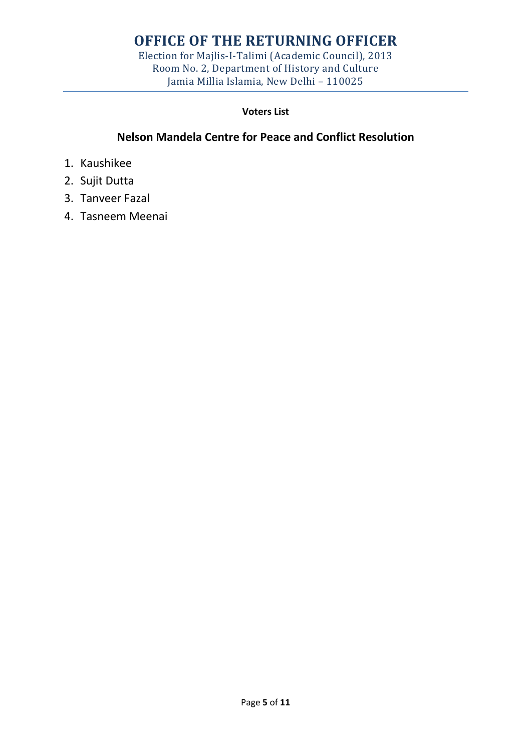# OFFICE OF THE RETURNING OFFICER

Election for Majlis-I-Talimi (Academic Council), 2013
Room No. 2, Department of History and Culture
Jamia Millia Islamia, New Delhi – 110025

**Voters List**

## Nelson Mandela Centre for Peace and Conflict Resolution

1. Kaushikee
2. Sujit Dutta
3. Tanveer Fazal
4. Tasneem Meenai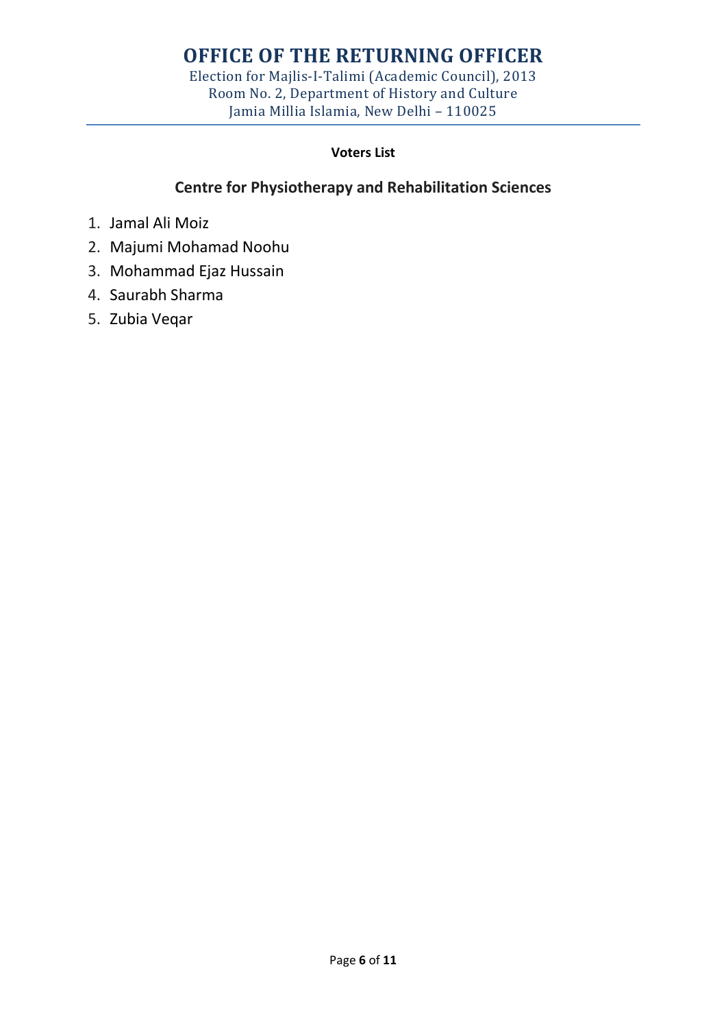# OFFICE OF THE RETURNING OFFICER

Election for Majlis-I-Talimi (Academic Council), 2013
Room No. 2, Department of History and Culture
Jamia Millia Islamia, New Delhi – 110025

**Voters List**

## Centre for Physiotherapy and Rehabilitation Sciences

1. Jamal Ali Moiz
2. Majumi Mohamad Noohu
3. Mohammad Ejaz Hussain
4. Saurabh Sharma
5. Zubia Veqar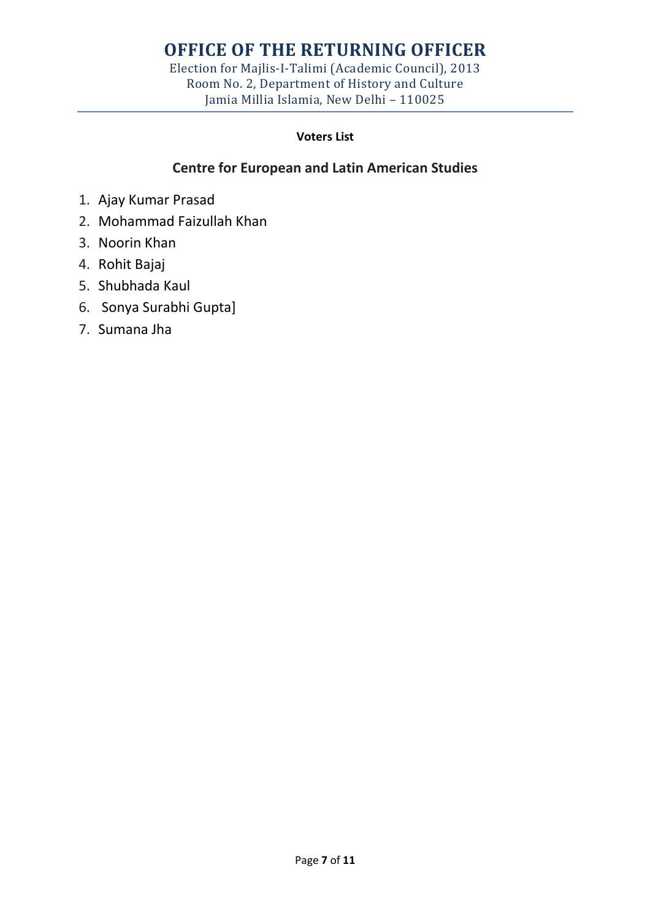# OFFICE OF THE RETURNING OFFICER

Election for Majlis-I-Talimi (Academic Council), 2013
Room No. 2, Department of History and Culture
Jamia Millia Islamia, New Delhi – 110025

**Voters List**

## Centre for European and Latin American Studies

1. Ajay Kumar Prasad
2. Mohammad Faizullah Khan
3. Noorin Khan
4. Rohit Bajaj
5. Shubhada Kaul
6. Sonya Surabhi Gupta]
7. Sumana Jha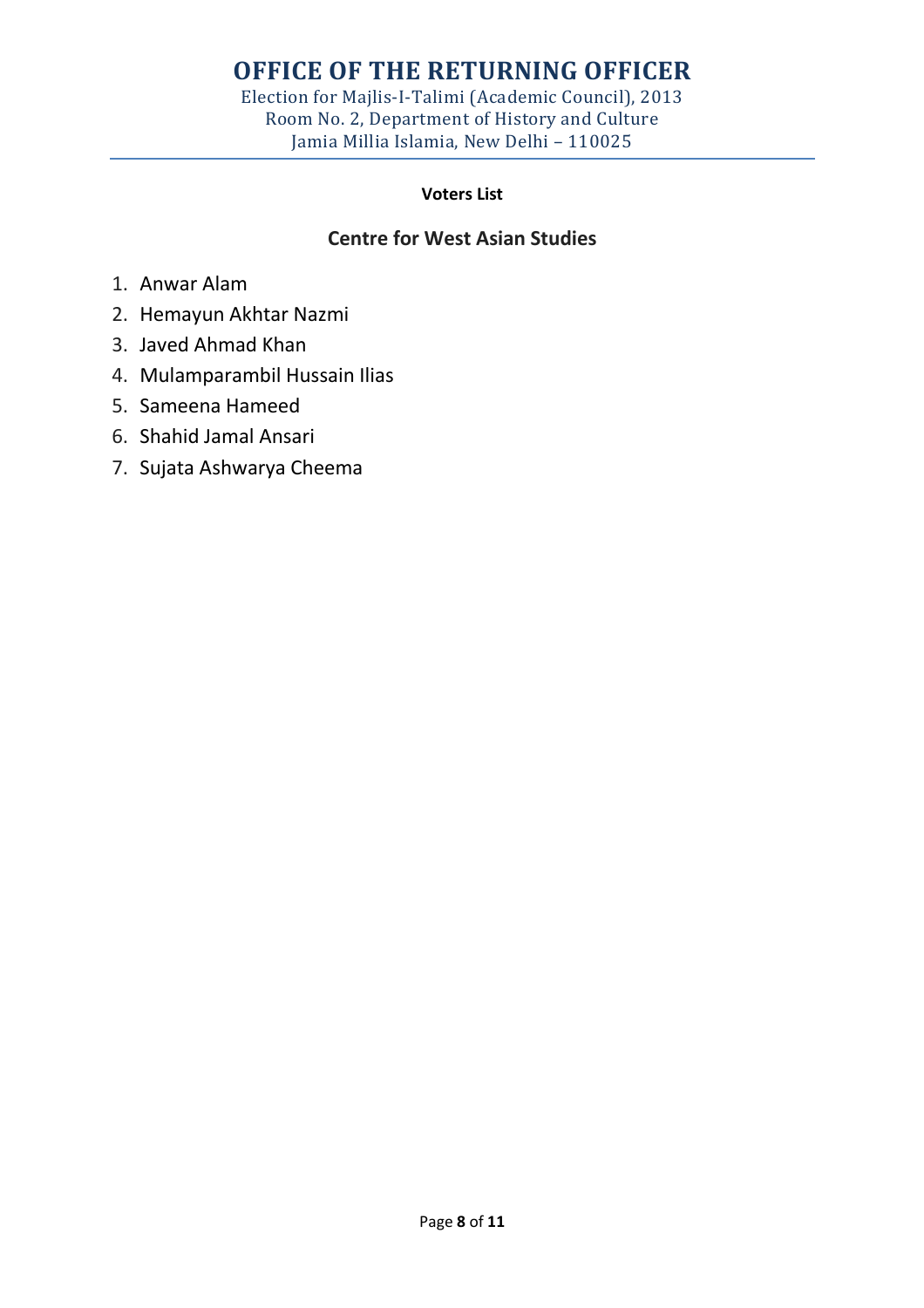# OFFICE OF THE RETURNING OFFICER

Election for Majlis-I-Talimi (Academic Council), 2013
Room No. 2, Department of History and Culture
Jamia Millia Islamia, New Delhi – 110025

**Voters List**

## Centre for West Asian Studies

1. Anwar Alam
2. Hemayun Akhtar Nazmi
3. Javed Ahmad Khan
4. Mulamparambil Hussain Ilias
5. Sameena Hameed
6. Shahid Jamal Ansari
7. Sujata Ashwarya Cheema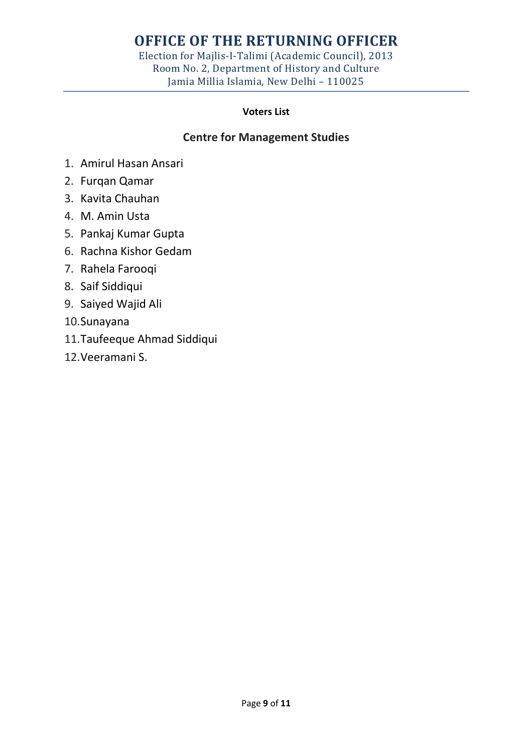# OFFICE OF THE RETURNING OFFICER

Election for Majlis-I-Talimi (Academic Council), 2013
Room No. 2, Department of History and Culture
Jamia Millia Islamia, New Delhi – 110025

**Voters List**

## Centre for Management Studies

1. Amirul Hasan Ansari
2. Furqan Qamar
3. Kavita Chauhan
4. M. Amin Usta
5. Pankaj Kumar Gupta
6. Rachna Kishor Gedam
7. Rahela Farooqi
8. Saif Siddiqui
9. Saiyed Wajid Ali
10. Sunayana
11. Taufeeque Ahmad Siddiqui
12. Veeramani S.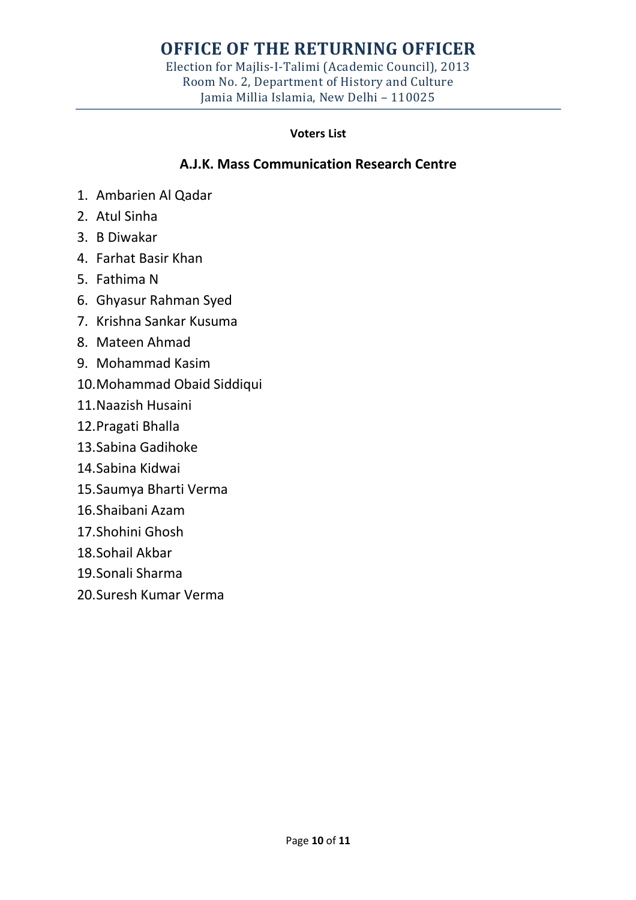# OFFICE OF THE RETURNING OFFICER

Election for Majlis-I-Talimi (Academic Council), 2013
Room No. 2, Department of History and Culture
Jamia Millia Islamia, New Delhi – 110025

**Voters List**

## A.J.K. Mass Communication Research Centre

1. Ambarien Al Qadar
2. Atul Sinha
3. B Diwakar
4. Farhat Basir Khan
5. Fathima N
6. Ghyasur Rahman Syed
7. Krishna Sankar Kusuma
8. Mateen Ahmad
9. Mohammad Kasim
10. Mohammad Obaid Siddiqui
11. Naazish Husaini
12. Pragati Bhalla
13. Sabina Gadihoke
14. Sabina Kidwai
15. Saumya Bharti Verma
16. Shaibani Azam
17. Shohini Ghosh
18. Sohail Akbar
19. Sonali Sharma
20. Suresh Kumar Verma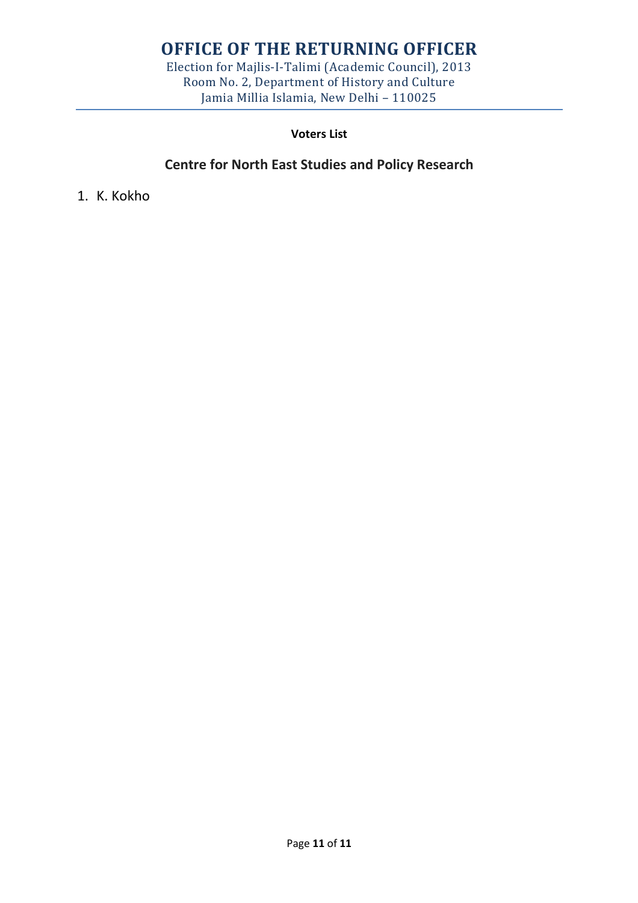# OFFICE OF THE RETURNING OFFICER

Election for Majlis-I-Talimi (Academic Council), 2013
Room No. 2, Department of History and Culture
Jamia Millia Islamia, New Delhi – 110025

**Voters List**

## Centre for North East Studies and Policy Research

1. K. Kokho